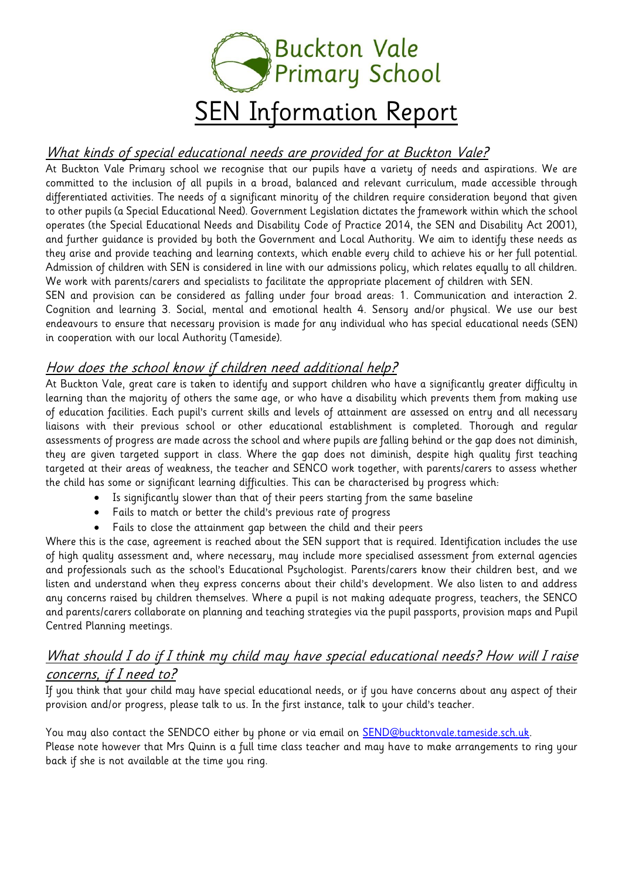# Buckton Vale Primary School

# SEN Information Report

## *What kinds of special educational needs are provided for at Buckton Vale?*

At Buckton Vale Primary school we recognise that our pupils have a variety of needs and aspirations. We are committed to the inclusion of all pupils in a broad, balanced and relevant curriculum, made accessible through differentiated activities. The needs of a significant minority of the children require consideration beyond that given to other pupils (a Special Educational Need). Government Legislation dictates the framework within which the school operates (the Special Educational Needs and Disability Code of Practice 2014, the SEN and Disability Act 2001), and further guidance is provided by both the Government and Local Authority. We aim to identify these needs as they arise and provide teaching and learning contexts, which enable every child to achieve his or her full potential. Admission of children with SEN is considered in line with our admissions policy, which relates equally to all children. We work with parents/carers and specialists to facilitate the appropriate placement of children with SEN.

SEN and provision can be considered as falling under four broad areas: 1. Communication and interaction 2. Cognition and learning 3. Social, mental and emotional health 4. Sensory and/or physical. We use our best endeavours to ensure that necessary provision is made for any individual who has special educational needs (SEN) in cooperation with our local Authority (Tameside).

## *How does the school know if children need additional help?*

At Buckton Vale, great care is taken to identify and support children who have a significantly greater difficulty in learning than the majority of others the same age, or who have a disability which prevents them from making use of education facilities. Each pupil's current skills and levels of attainment are assessed on entry and all necessary liaisons with their previous school or other educational establishment is completed. Thorough and regular assessments of progress are made across the school and where pupils are falling behind or the gap does not diminish, they are given targeted support in class. Where the gap does not diminish, despite high quality first teaching targeted at their areas of weakness, the teacher and SENCO work together, with parents/carers to assess whether the child has some or significant learning difficulties. This can be characterised by progress which:

- Is significantly slower than that of their peers starting from the same baseline
- Fails to match or better the child's previous rate of progress
- Fails to close the attainment gap between the child and their peers

Where this is the case, agreement is reached about the SEN support that is required. Identification includes the use of high quality assessment and, where necessary, may include more specialised assessment from external agencies and professionals such as the school's Educational Psychologist. Parents/carers know their children best, and we listen and understand when they express concerns about their child's development. We also listen to and address any concerns raised by children themselves. Where a pupil is not making adequate progress, teachers, the SENCO and parents/carers collaborate on planning and teaching strategies via the pupil passports, provision maps and Pupil Centred Planning meetings.

## *What should I do if I think my child may have special educational needs? How will I raise concerns, if I need to?*

If you think that your child may have special educational needs, or if you have concerns about any aspect of their provision and/or progress, please talk to us. In the first instance, talk to your child's teacher.

You may also contact the SENDCO either by phone or via email on SEND@bucktonvale.tameside.sch.uk.
Please note however that Mrs Quinn is a full time class teacher and may have to make arrangements to ring your back if she is not available at the time you ring.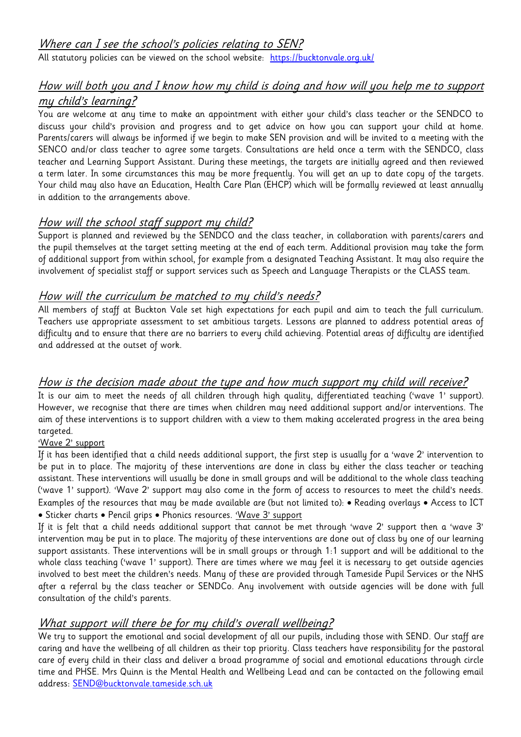## *Where can I see the school's policies relating to SEN?*

All statutory policies can be viewed on the school website: https://bucktonvale.org.uk/

## *How will both you and I know how my child is doing and how will you help me to support my child's learning?*

You are welcome at any time to make an appointment with either your child's class teacher or the SENDCO to discuss your child's provision and progress and to get advice on how you can support your child at home. Parents/carers will always be informed if we begin to make SEN provision and will be invited to a meeting with the SENCO and/or class teacher to agree some targets. Consultations are held once a term with the SENDCO, class teacher and Learning Support Assistant. During these meetings, the targets are initially agreed and then reviewed a term later. In some circumstances this may be more frequently. You will get an up to date copy of the targets. Your child may also have an Education, Health Care Plan (EHCP) which will be formally reviewed at least annually in addition to the arrangements above.

## *How will the school staff support my child?*

Support is planned and reviewed by the SENDCO and the class teacher, in collaboration with parents/carers and the pupil themselves at the target setting meeting at the end of each term. Additional provision may take the form of additional support from within school, for example from a designated Teaching Assistant. It may also require the involvement of specialist staff or support services such as Speech and Language Therapists or the CLASS team.

## *How will the curriculum be matched to my child's needs?*

All members of staff at Buckton Vale set high expectations for each pupil and aim to teach the full curriculum. Teachers use appropriate assessment to set ambitious targets. Lessons are planned to address potential areas of difficulty and to ensure that there are no barriers to every child achieving. Potential areas of difficulty are identified and addressed at the outset of work.

## *How is the decision made about the type and how much support my child will receive?*

It is our aim to meet the needs of all children through high quality, differentiated teaching ('wave 1' support). However, we recognise that there are times when children may need additional support and/or interventions. The aim of these interventions is to support children with a view to them making accelerated progress in the area being targeted.

'Wave 2' support

If it has been identified that a child needs additional support, the first step is usually for a 'wave 2' intervention to be put in to place. The majority of these interventions are done in class by either the class teacher or teaching assistant. These interventions will usually be done in small groups and will be additional to the whole class teaching ('wave 1' support). 'Wave 2' support may also come in the form of access to resources to meet the child's needs. Examples of the resources that may be made available are (but not limited to): • Reading overlays • Access to ICT • Sticker charts • Pencil grips • Phonics resources.

'Wave 3' support

If it is felt that a child needs additional support that cannot be met through 'wave 2' support then a 'wave 3' intervention may be put in to place. The majority of these interventions are done out of class by one of our learning support assistants. These interventions will be in small groups or through 1:1 support and will be additional to the whole class teaching ('wave 1' support). There are times where we may feel it is necessary to get outside agencies involved to best meet the children's needs. Many of these are provided through Tameside Pupil Services or the NHS after a referral by the class teacher or SENDCo. Any involvement with outside agencies will be done with full consultation of the child's parents.

## *What support will there be for my child's overall wellbeing?*

We try to support the emotional and social development of all our pupils, including those with SEND. Our staff are caring and have the wellbeing of all children as their top priority. Class teachers have responsibility for the pastoral care of every child in their class and deliver a broad programme of social and emotional educations through circle time and PHSE. Mrs Quinn is the Mental Health and Wellbeing Lead and can be contacted on the following email address: SEND@bucktonvale.tameside.sch.uk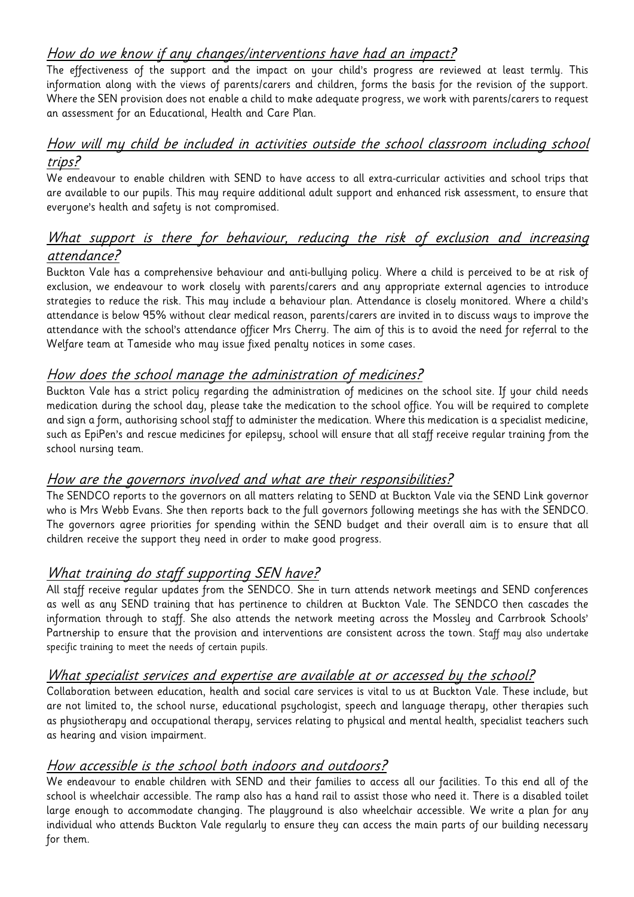## *How do we know if any changes/interventions have had an impact?*

The effectiveness of the support and the impact on your child's progress are reviewed at least termly. This information along with the views of parents/carers and children, forms the basis for the revision of the support. Where the SEN provision does not enable a child to make adequate progress, we work with parents/carers to request an assessment for an Educational, Health and Care Plan.

## *How will my child be included in activities outside the school classroom including school trips?*

We endeavour to enable children with SEND to have access to all extra-curricular activities and school trips that are available to our pupils. This may require additional adult support and enhanced risk assessment, to ensure that everyone's health and safety is not compromised.

## *What support is there for behaviour, reducing the risk of exclusion and increasing attendance?*

Buckton Vale has a comprehensive behaviour and anti-bullying policy. Where a child is perceived to be at risk of exclusion, we endeavour to work closely with parents/carers and any appropriate external agencies to introduce strategies to reduce the risk. This may include a behaviour plan. Attendance is closely monitored. Where a child's attendance is below 95% without clear medical reason, parents/carers are invited in to discuss ways to improve the attendance with the school's attendance officer Mrs Cherry. The aim of this is to avoid the need for referral to the Welfare team at Tameside who may issue fixed penalty notices in some cases.

## *How does the school manage the administration of medicines?*

Buckton Vale has a strict policy regarding the administration of medicines on the school site. If your child needs medication during the school day, please take the medication to the school office. You will be required to complete and sign a form, authorising school staff to administer the medication. Where this medication is a specialist medicine, such as EpiPen's and rescue medicines for epilepsy, school will ensure that all staff receive regular training from the school nursing team.

## *How are the governors involved and what are their responsibilities?*

The SENDCO reports to the governors on all matters relating to SEND at Buckton Vale via the SEND Link governor who is Mrs Webb Evans. She then reports back to the full governors following meetings she has with the SENDCO. The governors agree priorities for spending within the SEND budget and their overall aim is to ensure that all children receive the support they need in order to make good progress.

## *What training do staff supporting SEN have?*

All staff receive regular updates from the SENDCO. She in turn attends network meetings and SEND conferences as well as any SEND training that has pertinence to children at Buckton Vale. The SENDCO then cascades the information through to staff. She also attends the network meeting across the Mossley and Carrbrook Schools' Partnership to ensure that the provision and interventions are consistent across the town. Staff may also undertake specific training to meet the needs of certain pupils.

## *What specialist services and expertise are available at or accessed by the school?*

Collaboration between education, health and social care services is vital to us at Buckton Vale. These include, but are not limited to, the school nurse, educational psychologist, speech and language therapy, other therapies such as physiotherapy and occupational therapy, services relating to physical and mental health, specialist teachers such as hearing and vision impairment.

## *How accessible is the school both indoors and outdoors?*

We endeavour to enable children with SEND and their families to access all our facilities. To this end all of the school is wheelchair accessible. The ramp also has a hand rail to assist those who need it. There is a disabled toilet large enough to accommodate changing. The playground is also wheelchair accessible. We write a plan for any individual who attends Buckton Vale regularly to ensure they can access the main parts of our building necessary for them.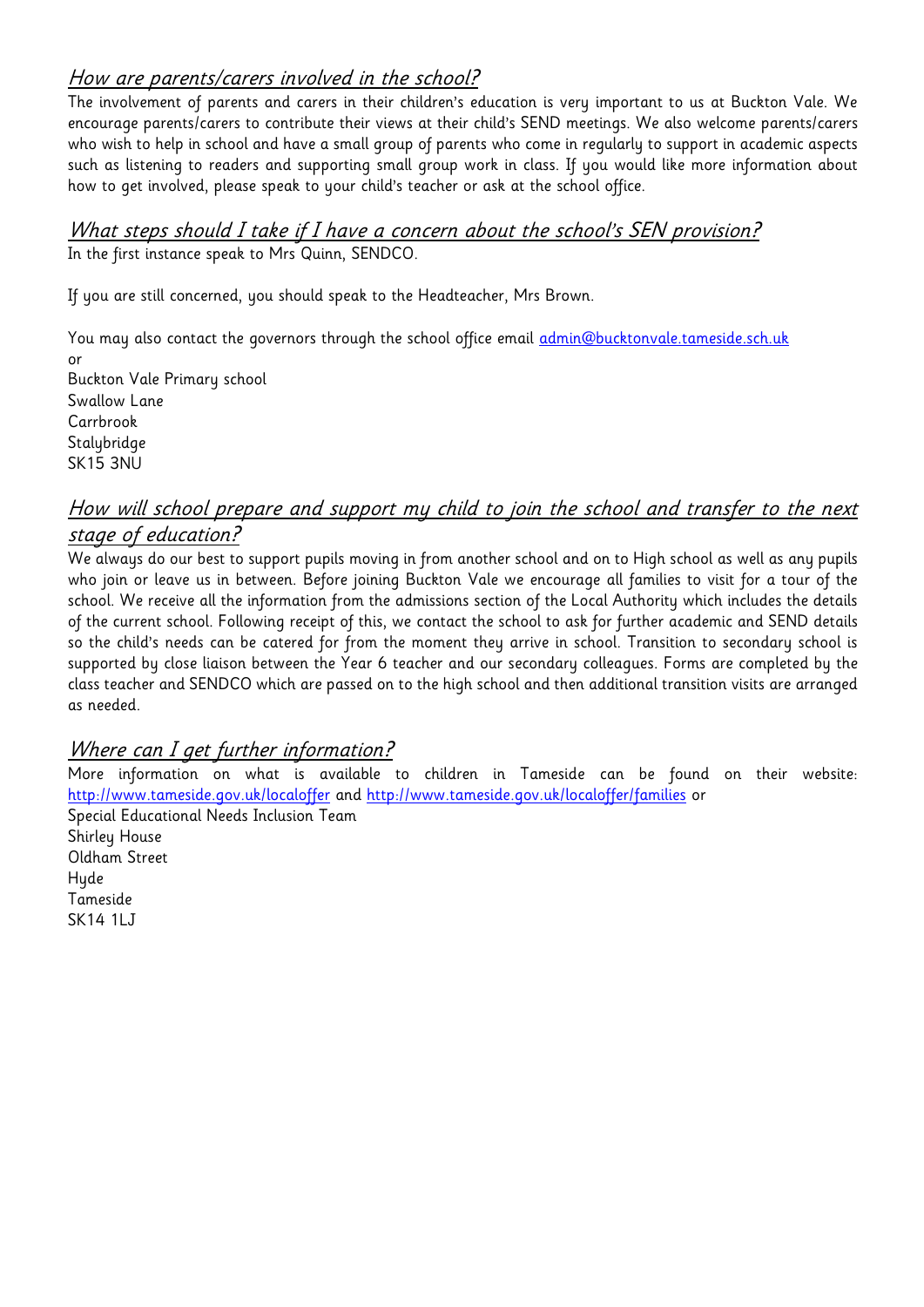## *How are parents/carers involved in the school?*

The involvement of parents and carers in their children's education is very important to us at Buckton Vale. We encourage parents/carers to contribute their views at their child's SEND meetings. We also welcome parents/carers who wish to help in school and have a small group of parents who come in regularly to support in academic aspects such as listening to readers and supporting small group work in class. If you would like more information about how to get involved, please speak to your child's teacher or ask at the school office.

## *What steps should I take if I have a concern about the school's SEN provision?*

In the first instance speak to Mrs Quinn, SENDCO.

If you are still concerned, you should speak to the Headteacher, Mrs Brown.

You may also contact the governors through the school office email admin@bucktonvale.tameside.sch.uk
or
Buckton Vale Primary school
Swallow Lane
Carrbrook
Stalybridge
SK15 3NU

## *How will school prepare and support my child to join the school and transfer to the next stage of education?*

We always do our best to support pupils moving in from another school and on to High school as well as any pupils who join or leave us in between. Before joining Buckton Vale we encourage all families to visit for a tour of the school. We receive all the information from the admissions section of the Local Authority which includes the details of the current school. Following receipt of this, we contact the school to ask for further academic and SEND details so the child's needs can be catered for from the moment they arrive in school. Transition to secondary school is supported by close liaison between the Year 6 teacher and our secondary colleagues. Forms are completed by the class teacher and SENDCO which are passed on to the high school and then additional transition visits are arranged as needed.

## *Where can I get further information?*

More information on what is available to children in Tameside can be found on their website: http://www.tameside.gov.uk/localoffer and http://www.tameside.gov.uk/localoffer/families or
Special Educational Needs Inclusion Team
Shirley House
Oldham Street
Hyde
Tameside
SK14 1LJ